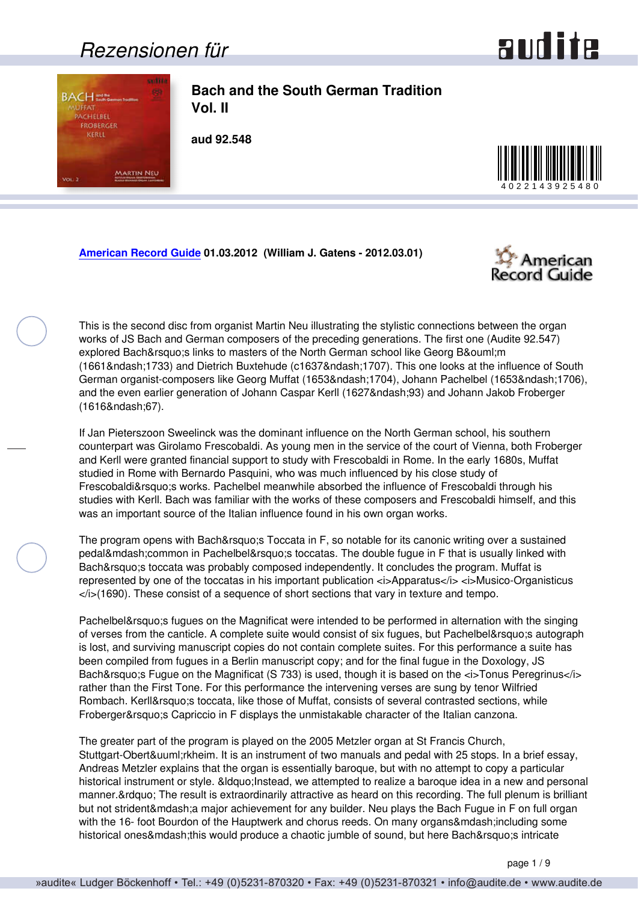## Bach and the South German Tradition Vol. II

**aud 92.548**

4022143925480

**American Record Guide 01.03.2012 (William J. Gatens - 2012.03.01)**

This is the second disc from organist Martin Neu illustrating the stylistic connections between the organ works of JS Bach and German composers of the preceding generations. The first one (Audite 92.547) explored Bach&rsquo;s links to masters of the North German school like Georg B&ouml;m (1661&ndash;1733) and Dietrich Buxtehude (c1637&ndash;1707). This one looks at the influence of South German organist-composers like Georg Muffat (1653&ndash;1704), Johann Pachelbel (1653&ndash;1706), and the even earlier generation of Johann Caspar Kerll (1627&ndash;93) and Johann Jakob Froberger (1616&ndash;67).

If Jan Pieterszoon Sweelinck was the dominant influence on the North German school, his southern counterpart was Girolamo Frescobaldi. As young men in the service of the court of Vienna, both Froberger and Kerll were granted financial support to study with Frescobaldi in Rome. In the early 1680s, Muffat studied in Rome with Bernardo Pasquini, who was much influenced by his close study of Frescobaldi&rsquo;s works. Pachelbel meanwhile absorbed the influence of Frescobaldi through his studies with Kerll. Bach was familiar with the works of these composers and Frescobaldi himself, and this was an important source of the Italian influence found in his own organ works.

The program opens with Bach&rsquo;s Toccata in F, so notable for its canonic writing over a sustained pedal&mdash;common in Pachelbel&rsquo;s toccatas. The double fugue in F that is usually linked with Bach&rsquo;s toccata was probably composed independently. It concludes the program. Muffat is represented by one of the toccatas in his important publication <i>Apparatus</i> <i>Musico-Organisticus </i>(1690). These consist of a sequence of short sections that vary in texture and tempo.

Pachelbel&rsquo;s fugues on the Magnificat were intended to be performed in alternation with the singing of verses from the canticle. A complete suite would consist of six fugues, but Pachelbel&rsquo;s autograph is lost, and surviving manuscript copies do not contain complete suites. For this performance a suite has been compiled from fugues in a Berlin manuscript copy; and for the final fugue in the Doxology, JS Bach&rsquo;s Fugue on the Magnificat (S 733) is used, though it is based on the <i>Tonus Peregrinus</i> rather than the First Tone. For this performance the intervening verses are sung by tenor Wilfried Rombach. Kerll&rsquo;s toccata, like those of Muffat, consists of several contrasted sections, while Froberger&rsquo;s Capriccio in F displays the unmistakable character of the Italian canzona.

The greater part of the program is played on the 2005 Metzler organ at St Francis Church, Stuttgart-Obert&uuml;rkheim. It is an instrument of two manuals and pedal with 25 stops. In a brief essay, Andreas Metzler explains that the organ is essentially baroque, but with no attempt to copy a particular historical instrument or style. &ldquo;Instead, we attempted to realize a baroque idea in a new and personal manner.&rdquo; The result is extraordinarily attractive as heard on this recording. The full plenum is brilliant but not strident&mdash;a major achievement for any builder. Neu plays the Bach Fugue in F on full organ with the 16- foot Bourdon of the Hauptwerk and chorus reeds. On many organs&mdash;including some historical ones&mdash;this would produce a chaotic jumble of sound, but here Bach&rsquo;s intricate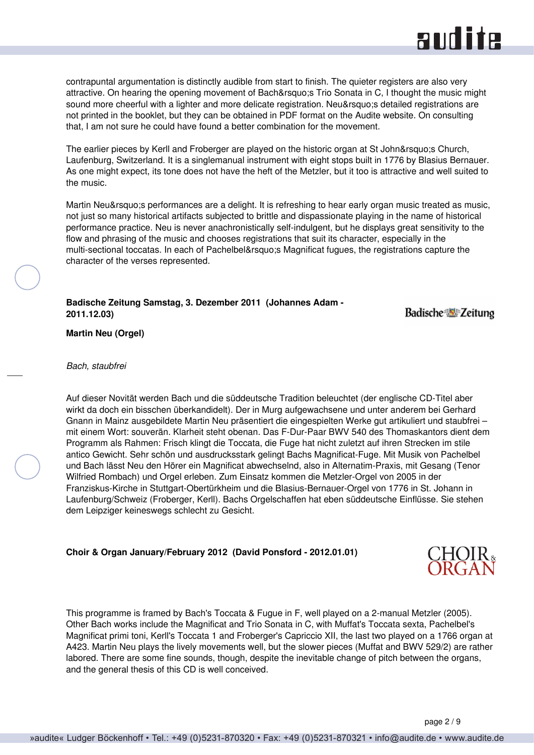contrapuntal argumentation is distinctly audible from start to finish. The quieter registers are also very attractive. On hearing the opening movement of Bach&rsquo;s Trio Sonata in C, I thought the music might sound more cheerful with a lighter and more delicate registration. Neu&rsquo;s detailed registrations are not printed in the booklet, but they can be obtained in PDF format on the Audite website. On consulting that, I am not sure he could have found a better combination for the movement.

The earlier pieces by Kerll and Froberger are played on the historic organ at St John&rsquo;s Church, Laufenburg, Switzerland. It is a singlemanual instrument with eight stops built in 1776 by Blasius Bernauer. As one might expect, its tone does not have the heft of the Metzler, but it too is attractive and well suited to the music.

Martin Neu&rsquo;s performances are a delight. It is refreshing to hear early organ music treated as music, not just so many historical artifacts subjected to brittle and dispassionate playing in the name of historical performance practice. Neu is never anachronistically self-indulgent, but he displays great sensitivity to the flow and phrasing of the music and chooses registrations that suit its character, especially in the multi-sectional toccatas. In each of Pachelbel&rsquo;s Magnificat fugues, the registrations capture the character of the verses represented.

**Badische Zeitung Samstag, 3. Dezember 2011 (Johannes Adam - 2011.12.03)**

**Martin Neu (Orgel)**

*Bach, staubfrei*

Auf dieser Novität werden Bach und die süddeutsche Tradition beleuchtet (der englische CD-Titel aber wirkt da doch ein bisschen überkandidelt). Der in Murg aufgewachsene und unter anderem bei Gerhard Gnann in Mainz ausgebildete Martin Neu präsentiert die eingespielten Werke gut artikuliert und staubfrei – mit einem Wort: souverän. Klarheit steht obenan. Das F-Dur-Paar BWV 540 des Thomaskantors dient dem Programm als Rahmen: Frisch klingt die Toccata, die Fuge hat nicht zuletzt auf ihren Strecken im stile antico Gewicht. Sehr schön und ausdrucksstark gelingt Bachs Magnificat-Fuge. Mit Musik von Pachelbel und Bach lässt Neu den Hörer ein Magnificat abwechselnd, also in Alternatim-Praxis, mit Gesang (Tenor Wilfried Rombach) und Orgel erleben. Zum Einsatz kommen die Metzler-Orgel von 2005 in der Franziskus-Kirche in Stuttgart-Obertürkheim und die Blasius-Bernauer-Orgel von 1776 in St. Johann in Laufenburg/Schweiz (Froberger, Kerll). Bachs Orgelschaffen hat eben süddeutsche Einflüsse. Sie stehen dem Leipziger keineswegs schlecht zu Gesicht.

**Choir & Organ January/February 2012 (David Ponsford - 2012.01.01)**

This programme is framed by Bach's Toccata & Fugue in F, well played on a 2-manual Metzler (2005). Other Bach works include the Magnificat and Trio Sonata in C, with Muffat's Toccata sexta, Pachelbel's Magnificat primi toni, Kerll's Toccata 1 and Froberger's Capriccio XII, the last two played on a 1766 organ at A423. Martin Neu plays the lively movements well, but the slower pieces (Muffat and BWV 529/2) are rather labored. There are some fine sounds, though, despite the inevitable change of pitch between the organs, and the general thesis of this CD is well conceived.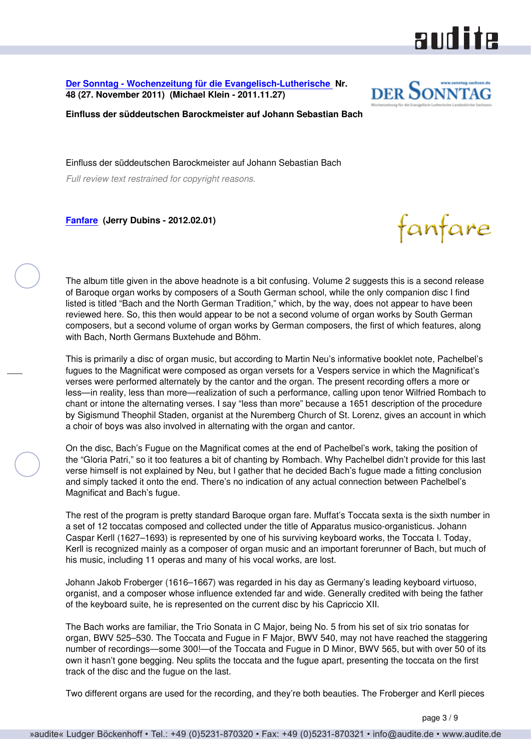**[Der Sonntag - Wochenzeitung für die Evangelisch-Lutherische](#) Nr. 48 (27. November 2011) (Michael Klein - 2011.11.27)**

**Einfluss der süddeutschen Barockmeister auf Johann Sebastian Bach**

Einfluss der süddeutschen Barockmeister auf Johann Sebastian Bach

*Full review text restrained for copyright reasons.*

**[Fanfare](#) (Jerry Dubins - 2012.02.01)**

The album title given in the above headnote is a bit confusing. Volume 2 suggests this is a second release of Baroque organ works by composers of a South German school, while the only companion disc I find listed is titled "Bach and the North German Tradition," which, by the way, does not appear to have been reviewed here. So, this then would appear to be not a second volume of organ works by South German composers, but a second volume of organ works by German composers, the first of which features, along with Bach, North Germans Buxtehude and Böhm.

This is primarily a disc of organ music, but according to Martin Neu's informative booklet note, Pachelbel's fugues to the Magnificat were composed as organ versets for a Vespers service in which the Magnificat's verses were performed alternately by the cantor and the organ. The present recording offers a more or less—in reality, less than more—realization of such a performance, calling upon tenor Wilfried Rombach to chant or intone the alternating verses. I say "less than more" because a 1651 description of the procedure by Sigismund Theophil Staden, organist at the Nuremberg Church of St. Lorenz, gives an account in which a choir of boys was also involved in alternating with the organ and cantor.

On the disc, Bach's Fugue on the Magnificat comes at the end of Pachelbel's work, taking the position of the "Gloria Patri," so it too features a bit of chanting by Rombach. Why Pachelbel didn't provide for this last verse himself is not explained by Neu, but I gather that he decided Bach's fugue made a fitting conclusion and simply tacked it onto the end. There's no indication of any actual connection between Pachelbel's Magnificat and Bach's fugue.

The rest of the program is pretty standard Baroque organ fare. Muffat's Toccata sexta is the sixth number in a set of 12 toccatas composed and collected under the title of Apparatus musico-organisticus. Johann Caspar Kerll (1627–1693) is represented by one of his surviving keyboard works, the Toccata I. Today, Kerll is recognized mainly as a composer of organ music and an important forerunner of Bach, but much of his music, including 11 operas and many of his vocal works, are lost.

Johann Jakob Froberger (1616–1667) was regarded in his day as Germany's leading keyboard virtuoso, organist, and a composer whose influence extended far and wide. Generally credited with being the father of the keyboard suite, he is represented on the current disc by his Capriccio XII.

The Bach works are familiar, the Trio Sonata in C Major, being No. 5 from his set of six trio sonatas for organ, BWV 525–530. The Toccata and Fugue in F Major, BWV 540, may not have reached the staggering number of recordings—some 300!—of the Toccata and Fugue in D Minor, BWV 565, but with over 50 of its own it hasn't gone begging. Neu splits the toccata and the fugue apart, presenting the toccata on the first track of the disc and the fugue on the last.

Two different organs are used for the recording, and they're both beauties. The Froberger and Kerll pieces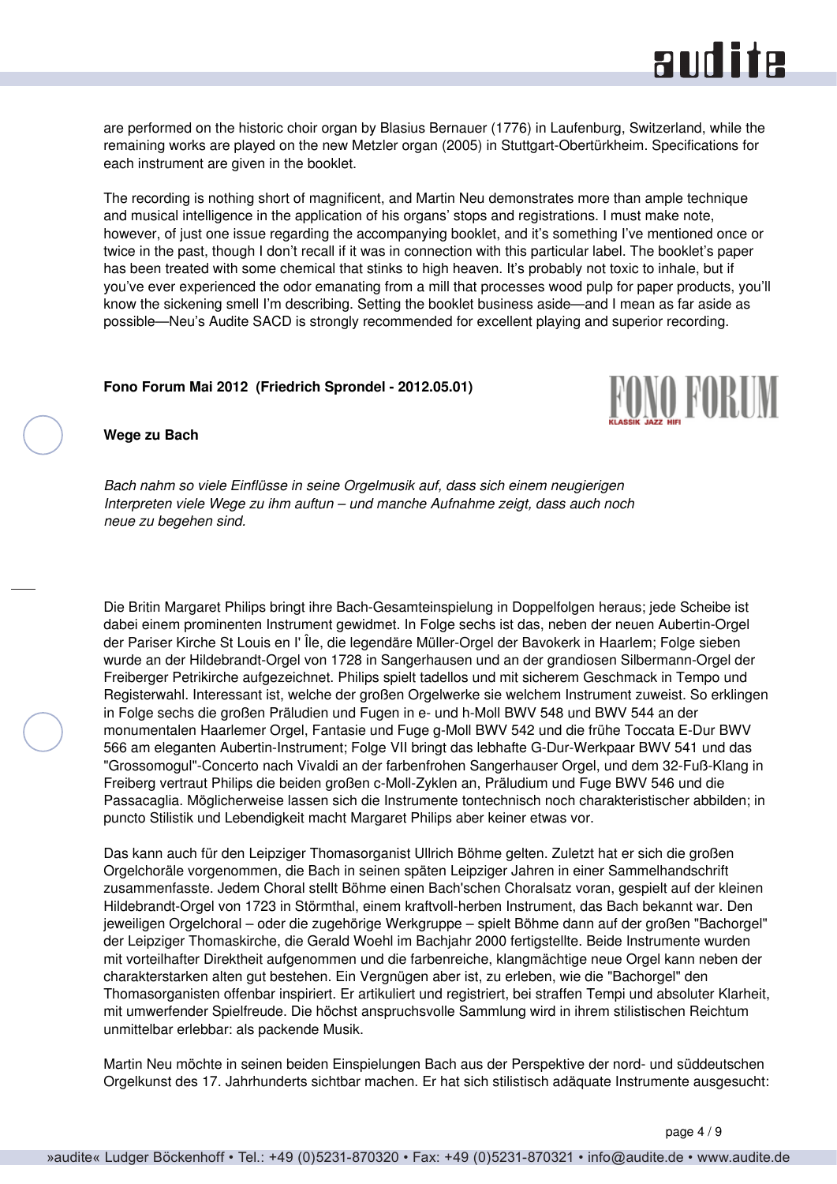are performed on the historic choir organ by Blasius Bernauer (1776) in Laufenburg, Switzerland, while the remaining works are played on the new Metzler organ (2005) in Stuttgart-Obertürkheim. Specifications for each instrument are given in the booklet.

The recording is nothing short of magnificent, and Martin Neu demonstrates more than ample technique and musical intelligence in the application of his organs' stops and registrations. I must make note, however, of just one issue regarding the accompanying booklet, and it's something I've mentioned once or twice in the past, though I don't recall if it was in connection with this particular label. The booklet's paper has been treated with some chemical that stinks to high heaven. It's probably not toxic to inhale, but if you've ever experienced the odor emanating from a mill that processes wood pulp for paper products, you'll know the sickening smell I'm describing. Setting the booklet business aside—and I mean as far aside as possible—Neu's Audite SACD is strongly recommended for excellent playing and superior recording.

**Fono Forum Mai 2012 (Friedrich Sprondel - 2012.05.01)**

**Wege zu Bach**

*Bach nahm so viele Einflüsse in seine Orgelmusik auf, dass sich einem neugierigen Interpreten viele Wege zu ihm auftun – und manche Aufnahme zeigt, dass auch noch neue zu begehen sind.*

Die Britin Margaret Philips bringt ihre Bach-Gesamteinspielung in Doppelfolgen heraus; jede Scheibe ist dabei einem prominenten Instrument gewidmet. In Folge sechs ist das, neben der neuen Aubertin-Orgel der Pariser Kirche St Louis en l' Île, die legendäre Müller-Orgel der Bavokerk in Haarlem; Folge sieben wurde an der Hildebrandt-Orgel von 1728 in Sangerhausen und an der grandiosen Silbermann-Orgel der Freiberger Petrikirche aufgezeichnet. Philips spielt tadellos und mit sicherem Geschmack in Tempo und Registerwahl. Interessant ist, welche der großen Orgelwerke sie welchem Instrument zuweist. So erklingen in Folge sechs die großen Präludien und Fugen in e- und h-Moll BWV 548 und BWV 544 an der monumentalen Haarlemer Orgel, Fantasie und Fuge g-Moll BWV 542 und die frühe Toccata E-Dur BWV 566 am eleganten Aubertin-Instrument; Folge VII bringt das lebhafte G-Dur-Werkpaar BWV 541 und das "Grossomogul"-Concerto nach Vivaldi an der farbenfrohen Sangerhauser Orgel, und dem 32-Fuß-Klang in Freiberg vertraut Philips die beiden großen c-Moll-Zyklen an, Präludium und Fuge BWV 546 und die Passacaglia. Möglicherweise lassen sich die Instrumente tontechnisch noch charakteristischer abbilden; in puncto Stilistik und Lebendigkeit macht Margaret Philips aber keiner etwas vor.

Das kann auch für den Leipziger Thomasorganist Ullrich Böhme gelten. Zuletzt hat er sich die großen Orgelchoräle vorgenommen, die Bach in seinen späten Leipziger Jahren in einer Sammelhandschrift zusammenfasste. Jedem Choral stellt Böhme einen Bach'schen Choralsatz voran, gespielt auf der kleinen Hildebrandt-Orgel von 1723 in Störmthal, einem kraftvoll-herben Instrument, das Bach bekannt war. Den jeweiligen Orgelchoral – oder die zugehörige Werkgruppe – spielt Böhme dann auf der großen "Bachorgel" der Leipziger Thomaskirche, die Gerald Woehl im Bachjahr 2000 fertigstellte. Beide Instrumente wurden mit vorteilhafter Direktheit aufgenommen und die farbenreiche, klangmächtige neue Orgel kann neben der charakterstarken alten gut bestehen. Ein Vergnügen aber ist, zu erleben, wie die "Bachorgel" den Thomasorganisten offenbar inspiriert. Er artikuliert und registriert, bei straffen Tempi und absoluter Klarheit, mit umwerfender Spielfreude. Die höchst anspruchsvolle Sammlung wird in ihrem stilistischen Reichtum unmittelbar erlebbar: als packende Musik.

Martin Neu möchte in seinen beiden Einspielungen Bach aus der Perspektive der nord- und süddeutschen Orgelkunst des 17. Jahrhunderts sichtbar machen. Er hat sich stilistisch adäquate Instrumente ausgesucht: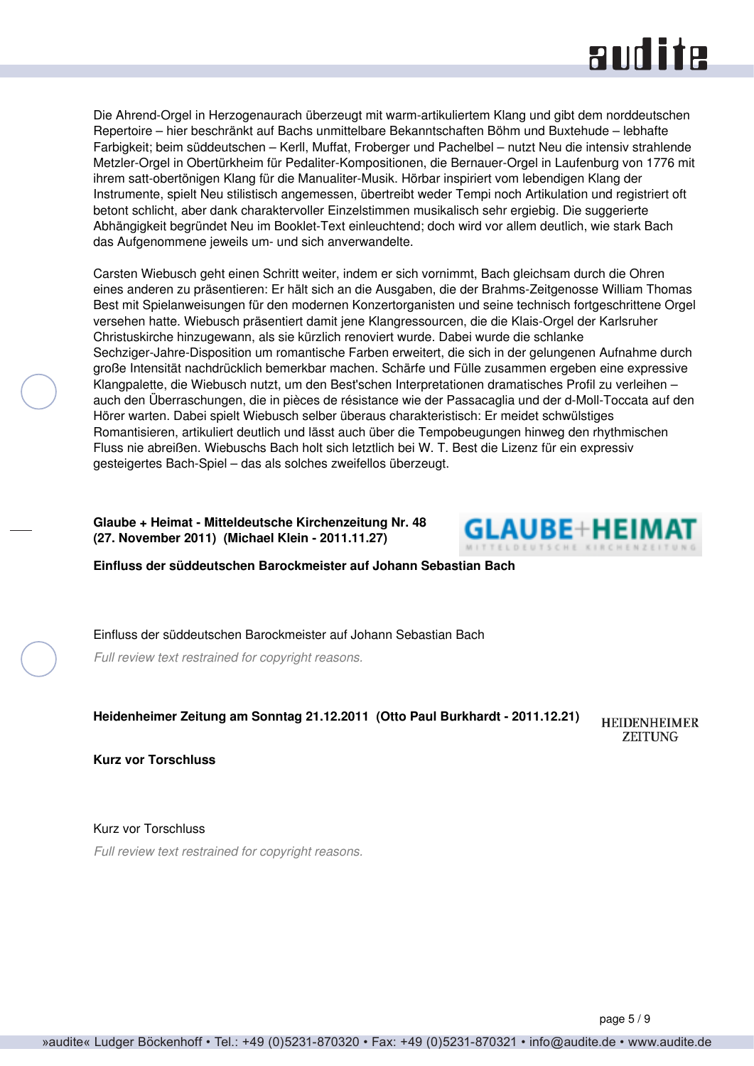Die Ahrend-Orgel in Herzogenaurach überzeugt mit warm-artikuliertem Klang und gibt dem norddeutschen Repertoire – hier beschränkt auf Bachs unmittelbare Bekanntschaften Böhm und Buxtehude – lebhafte Farbigkeit; beim süddeutschen – Kerll, Muffat, Froberger und Pachelbel – nutzt Neu die intensiv strahlende Metzler-Orgel in Obertürkheim für Pedaliter-Kompositionen, die Bernauer-Orgel in Laufenburg von 1776 mit ihrem satt-obertönigen Klang für die Manualiter-Musik. Hörbar inspiriert vom lebendigen Klang der Instrumente, spielt Neu stilistisch angemessen, übertreibt weder Tempi noch Artikulation und registriert oft betont schlicht, aber dank charaktervoller Einzelstimmen musikalisch sehr ergiebig. Die suggerierte Abhängigkeit begründet Neu im Booklet-Text einleuchtend; doch wird vor allem deutlich, wie stark Bach das Aufgenommene jeweils um- und sich anverwandelte.

Carsten Wiebusch geht einen Schritt weiter, indem er sich vornimmt, Bach gleichsam durch die Ohren eines anderen zu präsentieren: Er hält sich an die Ausgaben, die der Brahms-Zeitgenosse William Thomas Best mit Spielanweisungen für den modernen Konzertorganisten und seine technisch fortgeschrittene Orgel versehen hatte. Wiebusch präsentiert damit jene Klangressourcen, die die Klais-Orgel der Karlsruher Christuskirche hinzugewann, als sie kürzlich renoviert wurde. Dabei wurde die schlanke Sechziger-Jahre-Disposition um romantische Farben erweitert, die sich in der gelungenen Aufnahme durch große Intensität nachdrücklich bemerkbar machen. Schärfe und Fülle zusammen ergeben eine expressive Klangpalette, die Wiebusch nutzt, um den Best'schen Interpretationen dramatisches Profil zu verleihen – auch den Überraschungen, die in pièces de résistance wie der Passacaglia und der d-Moll-Toccata auf den Hörer warten. Dabei spielt Wiebusch selber überaus charakteristisch: Er meidet schwülstiges Romantisieren, artikuliert deutlich und lässt auch über die Tempobeugungen hinweg den rhythmischen Fluss nie abreißen. Wiebuschs Bach holt sich letztlich bei W. T. Best die Lizenz für ein expressiv gesteigertes Bach-Spiel – das als solches zweifellos überzeugt.

**Glaube + Heimat - Mitteldeutsche Kirchenzeitung Nr. 48 (27. November 2011) (Michael Klein - 2011.11.27)**

GLAUBE+HEIMAT
MITTELDEUTSCHE KIRCHENZEITUNG

**Einfluss der süddeutschen Barockmeister auf Johann Sebastian Bach**

Einfluss der süddeutschen Barockmeister auf Johann Sebastian Bach

*Full review text restrained for copyright reasons.*

**Heidenheimer Zeitung am Sonntag 21.12.2011 (Otto Paul Burkhardt - 2011.12.21)**

HEIDENHEIMER ZEITUNG

**Kurz vor Torschluss**

Kurz vor Torschluss

*Full review text restrained for copyright reasons.*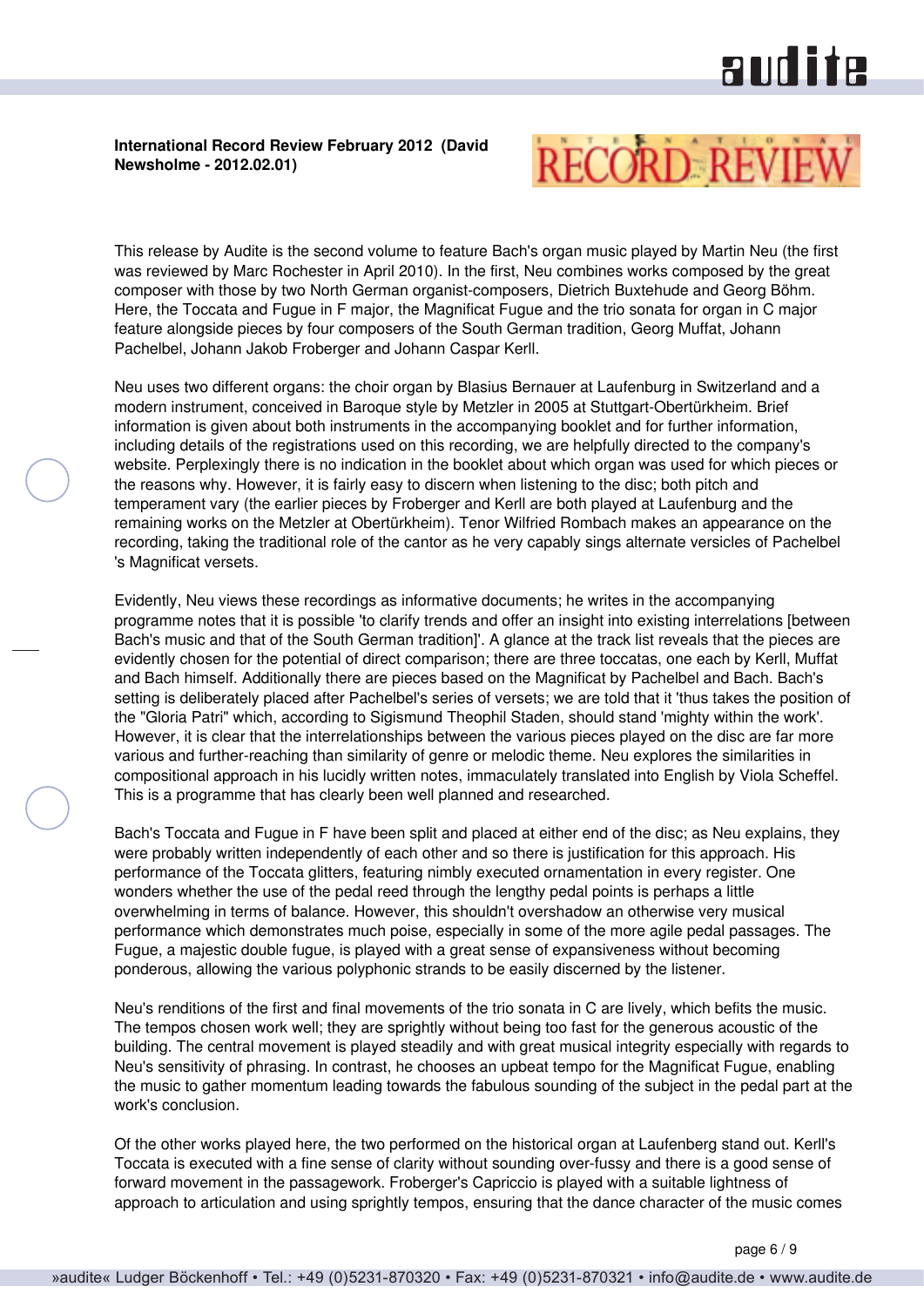**International Record Review February 2012 (David Newsholme - 2012.02.01)**

This release by Audite is the second volume to feature Bach's organ music played by Martin Neu (the first was reviewed by Marc Rochester in April 2010). In the first, Neu combines works composed by the great composer with those by two North German organist-composers, Dietrich Buxtehude and Georg Böhm. Here, the Toccata and Fugue in F major, the Magnificat Fugue and the trio sonata for organ in C major feature alongside pieces by four composers of the South German tradition, Georg Muffat, Johann Pachelbel, Johann Jakob Froberger and Johann Caspar Kerll.

Neu uses two different organs: the choir organ by Blasius Bernauer at Laufenburg in Switzerland and a modern instrument, conceived in Baroque style by Metzler in 2005 at Stuttgart-Obertürkheim. Brief information is given about both instruments in the accompanying booklet and for further information, including details of the registrations used on this recording, we are helpfully directed to the company's website. Perplexingly there is no indication in the booklet about which organ was used for which pieces or the reasons why. However, it is fairly easy to discern when listening to the disc; both pitch and temperament vary (the earlier pieces by Froberger and Kerll are both played at Laufenburg and the remaining works on the Metzler at Obertürkheim). Tenor Wilfried Rombach makes an appearance on the recording, taking the traditional role of the cantor as he very capably sings alternate versicles of Pachelbel 's Magnificat versets.

Evidently, Neu views these recordings as informative documents; he writes in the accompanying programme notes that it is possible 'to clarify trends and offer an insight into existing interrelations [between Bach's music and that of the South German tradition]'. A glance at the track list reveals that the pieces are evidently chosen for the potential of direct comparison; there are three toccatas, one each by Kerll, Muffat and Bach himself. Additionally there are pieces based on the Magnificat by Pachelbel and Bach. Bach's setting is deliberately placed after Pachelbel's series of versets; we are told that it 'thus takes the position of the "Gloria Patri" which, according to Sigismund Theophil Staden, should stand 'mighty within the work'. However, it is clear that the interrelationships between the various pieces played on the disc are far more various and further-reaching than similarity of genre or melodic theme. Neu explores the similarities in compositional approach in his lucidly written notes, immaculately translated into English by Viola Scheffel. This is a programme that has clearly been well planned and researched.

Bach's Toccata and Fugue in F have been split and placed at either end of the disc; as Neu explains, they were probably written independently of each other and so there is justification for this approach. His performance of the Toccata glitters, featuring nimbly executed ornamentation in every register. One wonders whether the use of the pedal reed through the lengthy pedal points is perhaps a little overwhelming in terms of balance. However, this shouldn't overshadow an otherwise very musical performance which demonstrates much poise, especially in some of the more agile pedal passages. The Fugue, a majestic double fugue, is played with a great sense of expansiveness without becoming ponderous, allowing the various polyphonic strands to be easily discerned by the listener.

Neu's renditions of the first and final movements of the trio sonata in C are lively, which befits the music. The tempos chosen work well; they are sprightly without being too fast for the generous acoustic of the building. The central movement is played steadily and with great musical integrity especially with regards to Neu's sensitivity of phrasing. In contrast, he chooses an upbeat tempo for the Magnificat Fugue, enabling the music to gather momentum leading towards the fabulous sounding of the subject in the pedal part at the work's conclusion.

Of the other works played here, the two performed on the historical organ at Laufenberg stand out. Kerll's Toccata is executed with a fine sense of clarity without sounding over-fussy and there is a good sense of forward movement in the passagework. Froberger's Capriccio is played with a suitable lightness of approach to articulation and using sprightly tempos, ensuring that the dance character of the music comes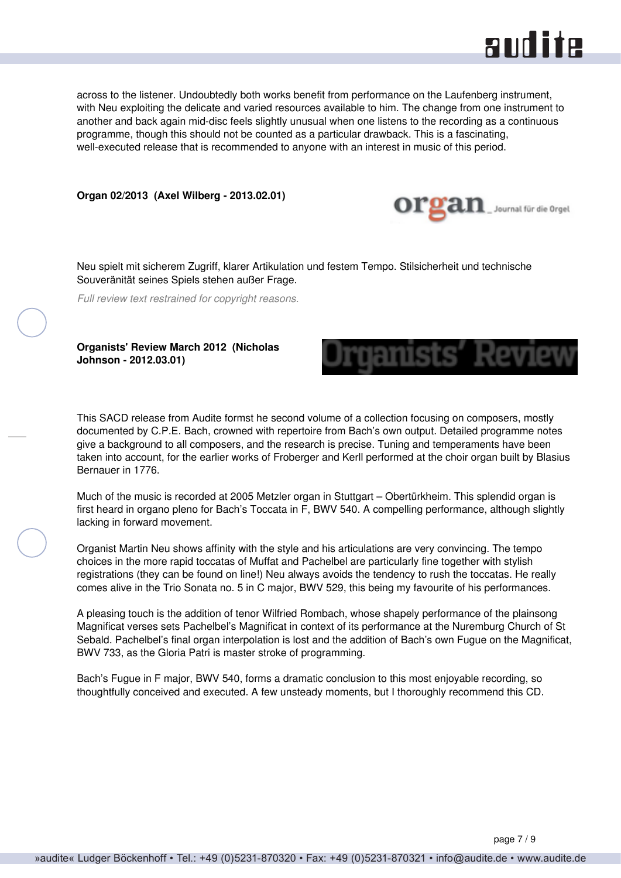across to the listener. Undoubtedly both works benefit from performance on the Laufenberg instrument, with Neu exploiting the delicate and varied resources available to him. The change from one instrument to another and back again mid-disc feels slightly unusual when one listens to the recording as a continuous programme, though this should not be counted as a particular drawback. This is a fascinating, well-executed release that is recommended to anyone with an interest in music of this period.

**Organ 02/2013 (Axel Wilberg - 2013.02.01)**

Neu spielt mit sicherem Zugriff, klarer Artikulation und festem Tempo. Stilsicherheit und technische Souveränität seines Spiels stehen außer Frage.

*Full review text restrained for copyright reasons.*

**Organists' Review March 2012 (Nicholas Johnson - 2012.03.01)**

This SACD release from Audite formst he second volume of a collection focusing on composers, mostly documented by C.P.E. Bach, crowned with repertoire from Bach's own output. Detailed programme notes give a background to all composers, and the research is precise. Tuning and temperaments have been taken into account, for the earlier works of Froberger and Kerll performed at the choir organ built by Blasius Bernauer in 1776.

Much of the music is recorded at 2005 Metzler organ in Stuttgart – Obertürkheim. This splendid organ is first heard in organo pleno for Bach's Toccata in F, BWV 540. A compelling performance, although slightly lacking in forward movement.

Organist Martin Neu shows affinity with the style and his articulations are very convincing. The tempo choices in the more rapid toccatas of Muffat and Pachelbel are particularly fine together with stylish registrations (they can be found on line!) Neu always avoids the tendency to rush the toccatas. He really comes alive in the Trio Sonata no. 5 in C major, BWV 529, this being my favourite of his performances.

A pleasing touch is the addition of tenor Wilfried Rombach, whose shapely performance of the plainsong Magnificat verses sets Pachelbel's Magnificat in context of its performance at the Nuremburg Church of St Sebald. Pachelbel's final organ interpolation is lost and the addition of Bach's own Fugue on the Magnificat, BWV 733, as the Gloria Patri is master stroke of programming.

Bach's Fugue in F major, BWV 540, forms a dramatic conclusion to this most enjoyable recording, so thoughtfully conceived and executed. A few unsteady moments, but I thoroughly recommend this CD.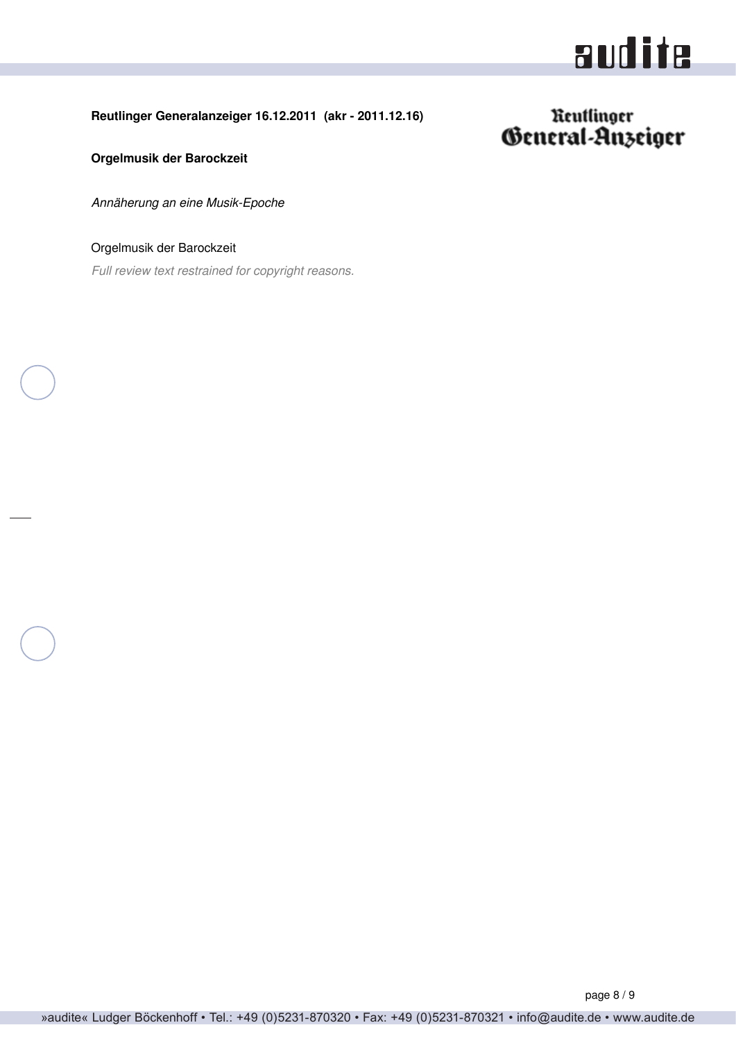**Reutlinger Generalanzeiger 16.12.2011 (akr - 2011.12.16)**

Reutlinger General-Anzeiger

**Orgelmusik der Barockzeit**

*Annäherung an eine Musik-Epoche*

Orgelmusik der Barockzeit

*Full review text restrained for copyright reasons.*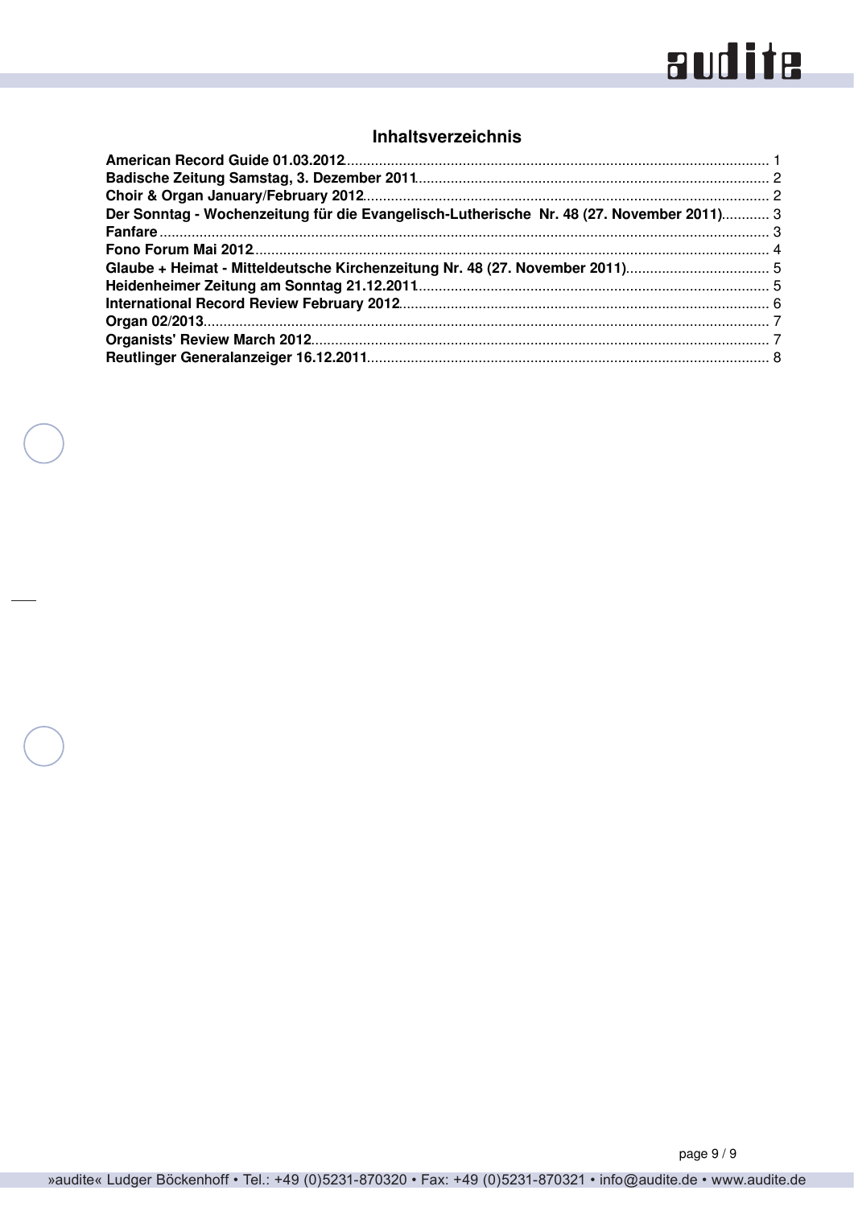## Inhaltsverzeichnis

**American Record Guide 01.03.2012**........................................................................................................ 1
**Badische Zeitung Samstag, 3. Dezember 2011**....................................................................................... 2
**Choir & Organ January/February 2012**.................................................................................................... 2
**Der Sonntag - Wochenzeitung für die Evangelisch-Lutherische Nr. 48 (27. November 2011)**............ 3
**Fanfare**...................................................................................................................................................... 3
**Fono Forum Mai 2012**................................................................................................................................ 4
**Glaube + Heimat - Mitteldeutsche Kirchenzeitung Nr. 48 (27. November 2011)**.................................... 5
**Heidenheimer Zeitung am Sonntag 21.12.2011**...................................................................................... 5
**International Record Review February 2012**........................................................................................... 6
**Organ 02/2013**........................................................................................................................................... 7
**Organists' Review March 2012**................................................................................................................. 7
**Reutlinger Generalanzeiger 16.12.2011**.................................................................................................. 8